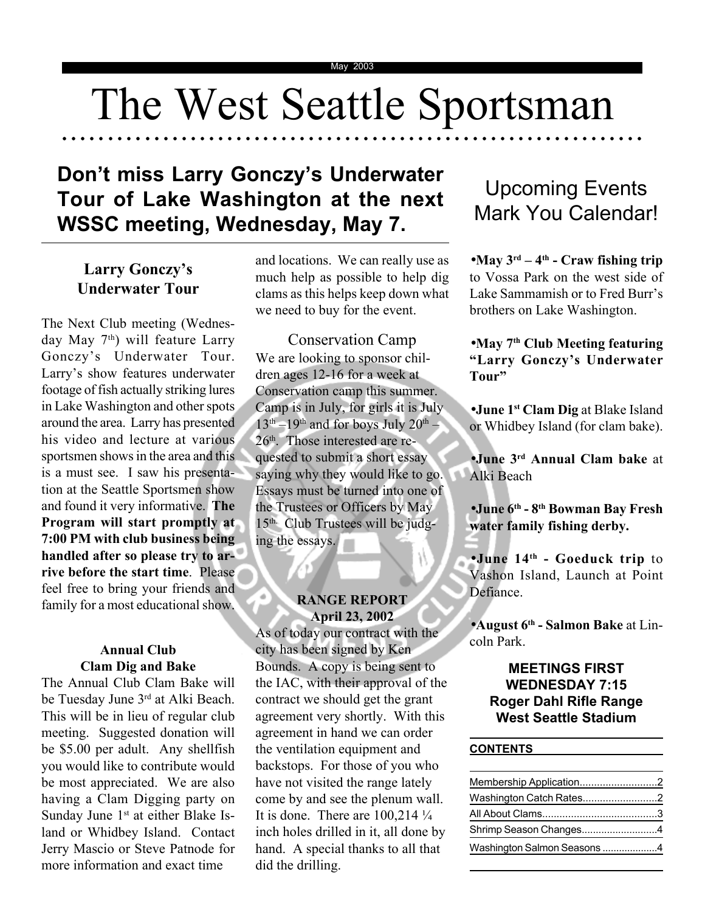May 2003

# The West Seattle Sportsman

**Don't miss Larry Gonczy's Underwater Tour of Lake Washington at the next WSSC meeting, Wednesday, May 7.**

### Larry Gonczy's Underwater Tour

The Next Club meeting (Wednesday May 7th) will feature Larry Gonczy's Underwater Tour. Larry's show features underwater footage of fish actually striking lures in Lake Washington and other spots around the area. Larry has presented his video and lecture at various sportsmen shows in the area and this is a must see. I saw his presentation at the Seattle Sportsmen show and found it very informative. **The Program will start promptly at 7:00 PM with club business being handled after so please try to arrive before the start time**. Please feel free to bring your friends and family for a most educational show.

### Annual Club Clam Dig and Bake

The Annual Club Clam Bake will be Tuesday June 3rd at Alki Beach. This will be in lieu of regular club meeting. Suggested donation will be $5.00 per adult. Any shellfish you would like to contribute would be most appreciated. We are also having a Clam Digging party on Sunday June 1st at either Blake Island or Whidbey Island. Contact Jerry Mascio or Steve Patnode for more information and exact time and locations. We can really use as much help as possible to help dig clams as this helps keep down what we need to buy for the event.

### Conservation Camp

We are looking to sponsor children ages 12-16 for a week at Conservation camp this summer. Camp is in July, for girls it is July 13th –19th and for boys July 20th – 26th. Those interested are requested to submit a short essay saying why they would like to go. Essays must be turned into one of the Trustees or Officers by May 15th. Club Trustees will be judging the essays.

### RANGE REPORT
**April 23, 2002**

As of today our contract with the city has been signed by Ken Bounds. A copy is being sent to the IAC, with their approval of the contract we should get the grant agreement very shortly. With this agreement in hand we can order the ventilation equipment and backstops. For those of you who have not visited the range lately come by and see the plenum wall. It is done. There are 100,214 ¼ inch holes drilled in it, all done by hand. A special thanks to all that did the drilling.

## Upcoming Events Mark You Calendar!

- **May 3rd – 4th - Craw fishing trip** to Vossa Park on the west side of Lake Sammamish or to Fred Burr's brothers on Lake Washington.
- **May 7th Club Meeting featuring "Larry Gonczy's Underwater Tour"**
- **June 1st Clam Dig** at Blake Island or Whidbey Island (for clam bake).
- **June 3rd Annual Clam bake** at Alki Beach
- **June 6th - 8th Bowman Bay Fresh water family fishing derby.**
- **June 14th - Goeduck trip** to Vashon Island, Launch at Point Defiance.
- **August 6th - Salmon Bake** at Lincoln Park.

**MEETINGS FIRST WEDNESDAY 7:15**
**Roger Dahl Rifle Range**
**West Seattle Stadium**

**CONTENTS**

| | |
|---|---|
| Membership Application | 2 |
| Washington Catch Rates | 2 |
| All About Clams | 3 |
| Shrimp Season Changes | 4 |
| Washington Salmon Seasons | 4 |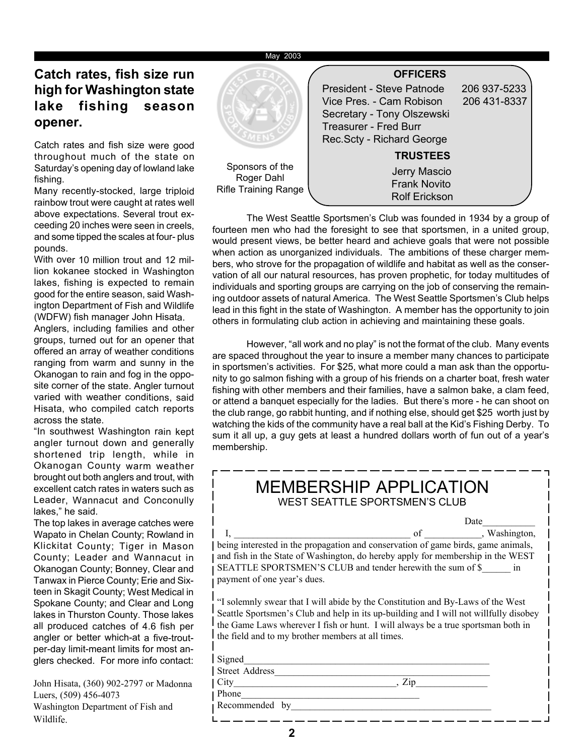## Catch rates, fish size run high for Washington state lake fishing season opener.

Catch rates and fish size were good throughout much of the state on Saturday's opening day of lowland lake fishing.

Many recently-stocked, large triploid rainbow trout were caught at rates well above expectations. Several trout exceeding 20 inches were seen in creels, and some tipped the scales at four- plus pounds.

With over 10 million trout and 12 million kokanee stocked in Washington lakes, fishing is expected to remain good for the entire season, said Washington Department of Fish and Wildlife (WDFW) fish manager John Hisata.

Anglers, including families and other groups, turned out for an opener that offered an array of weather conditions ranging from warm and sunny in the Okanogan to rain and fog in the opposite corner of the state. Angler turnout varied with weather conditions, said Hisata, who compiled catch reports across the state.

"In southwest Washington rain kept angler turnout down and generally shortened trip length, while in Okanogan County warm weather brought out both anglers and trout, with excellent catch rates in waters such as Leader, Wannacut and Conconully lakes," he said.

The top lakes in average catches were Wapato in Chelan County; Rowland in Klickitat County; Tiger in Mason County; Leader and Wannacut in Okanogan County; Bonney, Clear and Tanwax in Pierce County; Erie and Sixteen in Skagit County; West Medical in Spokane County; and Clear and Long lakes in Thurston County. Those lakes all produced catches of 4.6 fish per angler or better which-at a five-trout-per-day limit-meant limits for most anglers checked. For more info contact:

John Hisata, (360) 902-2797 or Madonna Luers, (509) 456-4073
Washington Department of Fish and Wildlife.

Sponsors of the
Roger Dahl
Rifle Training Range

**OFFICERS**

President - Steve Patnode 206 937-5233
Vice Pres. - Cam Robison 206 431-8337
Secretary - Tony Olszewski
Treasurer - Fred Burr
Rec.Scty - Richard George

**TRUSTEES**

Jerry Mascio
Frank Novito
Rolf Erickson

The West Seattle Sportsmen's Club was founded in 1934 by a group of fourteen men who had the foresight to see that sportsmen, in a united group, would present views, be better heard and achieve goals that were not possible when action as unorganized individuals. The ambitions of these charger members, who strove for the propagation of wildlife and habitat as well as the conservation of all our natural resources, has proven prophetic, for today multitudes of individuals and sporting groups are carrying on the job of conserving the remaining outdoor assets of natural America. The West Seattle Sportsmen's Club helps lead in this fight in the state of Washington. A member has the opportunity to join others in formulating club action in achieving and maintaining these goals.

However, "all work and no play" is not the format of the club. Many events are spaced throughout the year to insure a member many chances to participate in sportsmen's activities. For $25, what more could a man ask than the opportunity to go salmon fishing with a group of his friends on a charter boat, fresh water fishing with other members and their families, have a salmon bake, a clam feed, or attend a banquet especially for the ladies. But there's more - he can shoot on the club range, go rabbit hunting, and if nothing else, should get $25 worth just by watching the kids of the community have a real ball at the Kid's Fishing Derby. To sum it all up, a guy gets at least a hundred dollars worth of fun out of a year's membership.

# MEMBERSHIP APPLICATION

WEST SEATTLE SPORTSMEN'S CLUB

Date___________

I, _____________________________________ of ____________, Washington, being interested in the propagation and conservation of game birds, game animals, and fish in the State of Washington, do hereby apply for membership in the WEST SEATTLE SPORTSMEN'S CLUB and tender herewith the sum of $______ in payment of one year's dues.

"I solemnly swear that I will abide by the Constitution and By-Laws of the West Seattle Sportsmen's Club and help in its up-building and I will not willfully disobey the Game Laws wherever I fish or hunt. I will always be a true sportsman both in the field and to my brother members at all times.

Signed_____________________________________________________

Street Address______________________________________________

City_________________________________, Zip_______________

Phone_____________________________________

Recommended by_____________________________________________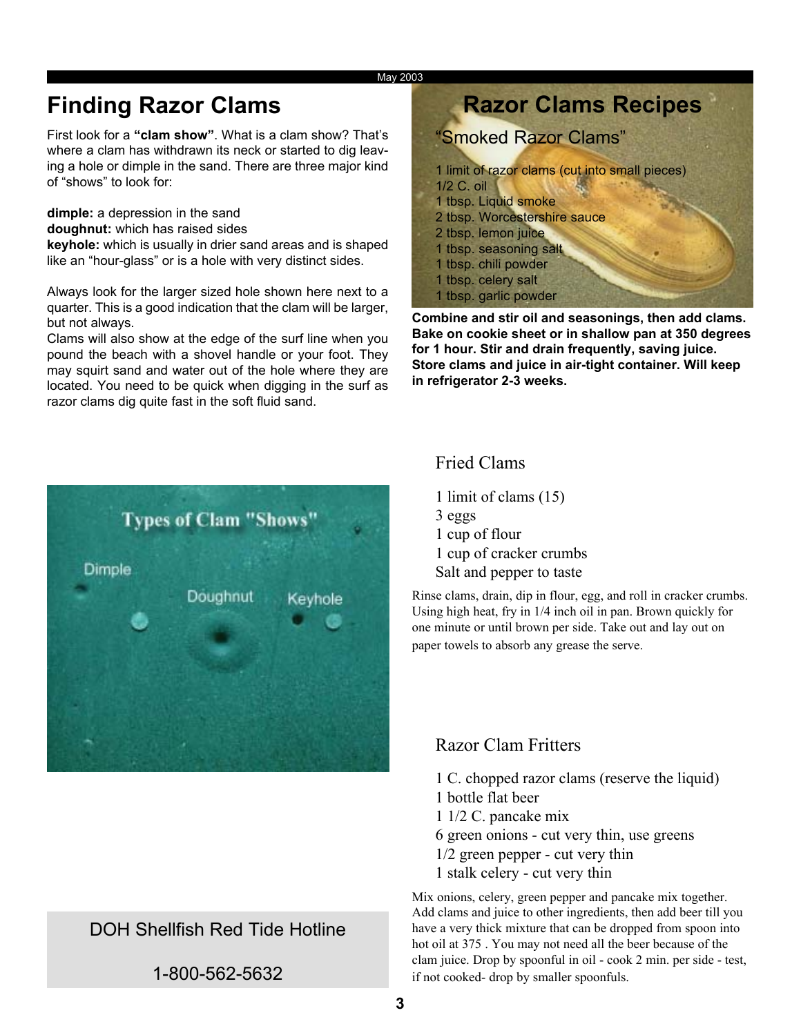# Finding Razor Clams

First look for a **"clam show"**. What is a clam show? That's where a clam has withdrawn its neck or started to dig leaving a hole or dimple in the sand. There are three major kind of "shows" to look for:

**dimple:** a depression in the sand
**doughnut:** which has raised sides
**keyhole:** which is usually in drier sand areas and is shaped like an "hour-glass" or is a hole with very distinct sides.

Always look for the larger sized hole shown here next to a quarter. This is a good indication that the clam will be larger, but not always.
Clams will also show at the edge of the surf line when you pound the beach with a shovel handle or your foot. They may squirt sand and water out of the hole where they are located. You need to be quick when digging in the surf as razor clams dig quite fast in the soft fluid sand.

Types of Clam "Shows"

Dimple Doughnut Keyhole

DOH Shellfish Red Tide Hotline

1-800-562-5632

# Razor Clams Recipes

## "Smoked Razor Clams"

1 limit of razor clams (cut into small pieces)
1/2 C. oil
1 tbsp. Liquid smoke
2 tbsp. Worcestershire sauce
2 tbsp. lemon juice
1 tbsp. seasoning salt
1 tbsp. chili powder
1 tbsp. celery salt
1 tbsp. garlic powder

**Combine and stir oil and seasonings, then add clams. Bake on cookie sheet or in shallow pan at 350 degrees for 1 hour. Stir and drain frequently, saving juice. Store clams and juice in air-tight container. Will keep in refrigerator 2-3 weeks.**

## Fried Clams

1 limit of clams (15)
3 eggs
1 cup of flour
1 cup of cracker crumbs
Salt and pepper to taste

Rinse clams, drain, dip in flour, egg, and roll in cracker crumbs. Using high heat, fry in 1/4 inch oil in pan. Brown quickly for one minute or until brown per side. Take out and lay out on paper towels to absorb any grease the serve.

## Razor Clam Fritters

1 C. chopped razor clams (reserve the liquid)
1 bottle flat beer
1 1/2 C. pancake mix
6 green onions - cut very thin, use greens
1/2 green pepper - cut very thin
1 stalk celery - cut very thin

Mix onions, celery, green pepper and pancake mix together. Add clams and juice to other ingredients, then add beer till you have a very thick mixture that can be dropped from spoon into hot oil at 375 . You may not need all the beer because of the clam juice. Drop by spoonful in oil - cook 2 min. per side - test, if not cooked- drop by smaller spoonfuls.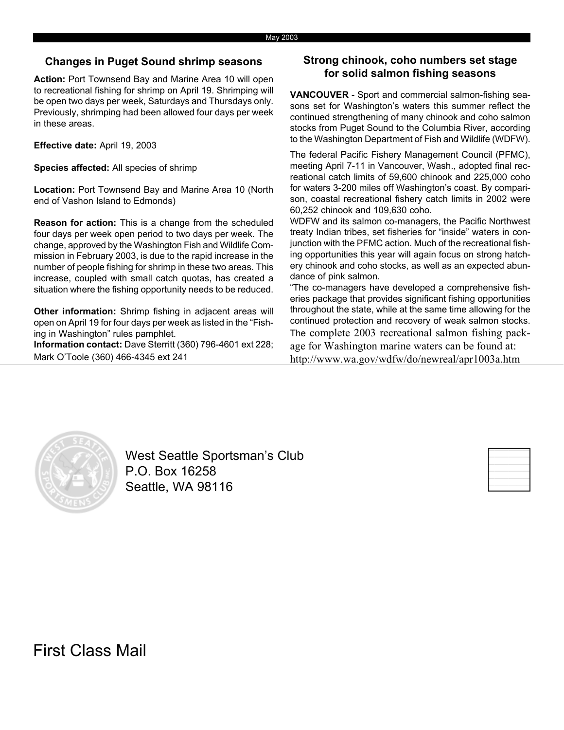## Changes in Puget Sound shrimp seasons

**Action:** Port Townsend Bay and Marine Area 10 will open to recreational fishing for shrimp on April 19. Shrimping will be open two days per week, Saturdays and Thursdays only. Previously, shrimping had been allowed four days per week in these areas.

**Effective date:** April 19, 2003

**Species affected:** All species of shrimp

**Location:** Port Townsend Bay and Marine Area 10 (North end of Vashon Island to Edmonds)

**Reason for action:** This is a change from the scheduled four days per week open period to two days per week. The change, approved by the Washington Fish and Wildlife Commission in February 2003, is due to the rapid increase in the number of people fishing for shrimp in these two areas. This increase, coupled with small catch quotas, has created a situation where the fishing opportunity needs to be reduced.

**Other information:** Shrimp fishing in adjacent areas will open on April 19 for four days per week as listed in the "Fishing in Washington" rules pamphlet.

**Information contact:** Dave Sterritt (360) 796-4601 ext 228; Mark O'Toole (360) 466-4345 ext 241

## Strong chinook, coho numbers set stage for solid salmon fishing seasons

**VANCOUVER** - Sport and commercial salmon-fishing seasons set for Washington's waters this summer reflect the continued strengthening of many chinook and coho salmon stocks from Puget Sound to the Columbia River, according to the Washington Department of Fish and Wildlife (WDFW).

The federal Pacific Fishery Management Council (PFMC), meeting April 7-11 in Vancouver, Wash., adopted final recreational catch limits of 59,600 chinook and 225,000 coho for waters 3-200 miles off Washington's coast. By comparison, coastal recreational fishery catch limits in 2002 were 60,252 chinook and 109,630 coho.

WDFW and its salmon co-managers, the Pacific Northwest treaty Indian tribes, set fisheries for "inside" waters in conjunction with the PFMC action. Much of the recreational fishing opportunities this year will again focus on strong hatchery chinook and coho stocks, as well as an expected abundance of pink salmon.

"The co-managers have developed a comprehensive fisheries package that provides significant fishing opportunities throughout the state, while at the same time allowing for the continued protection and recovery of weak salmon stocks.

The complete 2003 recreational salmon fishing package for Washington marine waters can be found at: http://www.wa.gov/wdfw/do/newreal/apr1003a.htm

West Seattle Sportsman's Club
P.O. Box 16258
Seattle, WA 98116

First Class Mail